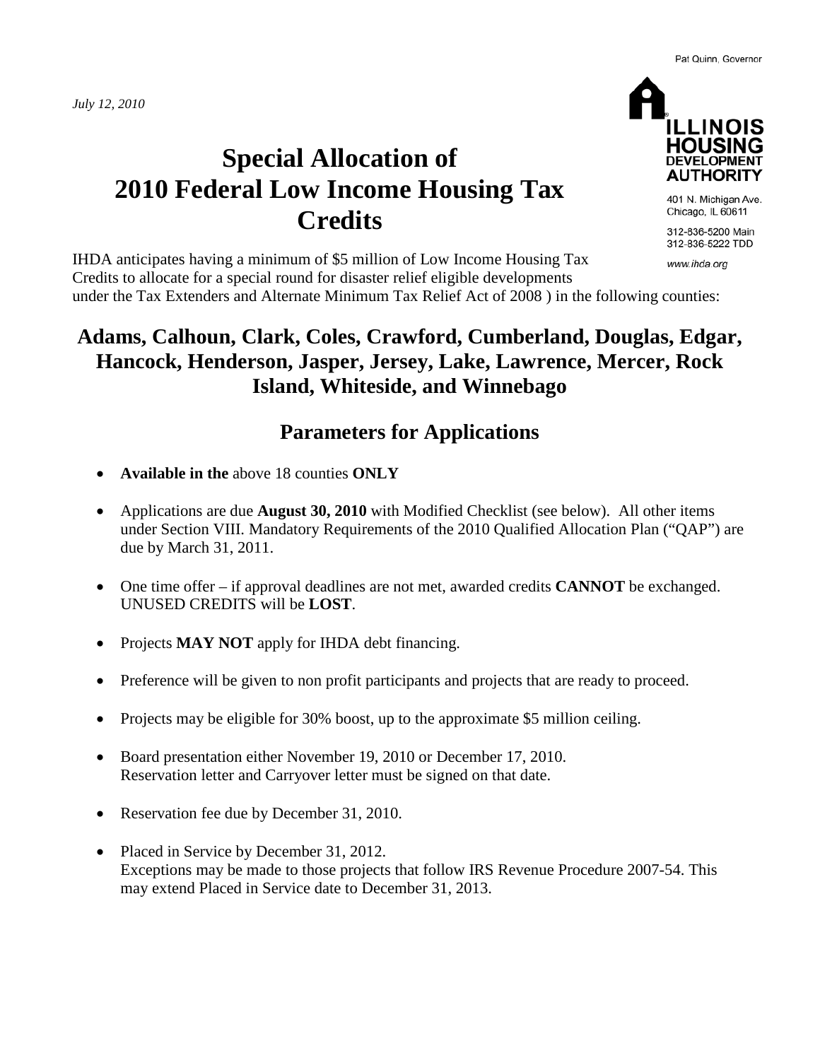Pat Quinn, Governor

*July 12, 2010*

**ILLINOIS HOUSING DEVELOPMENT AUTHORITY**

401 N. Michigan Ave.
Chicago, IL 60611

312-836-5200 Main
312-836-5222 TDD

www.ihda.org

# Special Allocation of 2010 Federal Low Income Housing Tax Credits

IHDA anticipates having a minimum of $5 million of Low Income Housing Tax Credits to allocate for a special round for disaster relief eligible developments under the Tax Extenders and Alternate Minimum Tax Relief Act of 2008 ) in the following counties:

## Adams, Calhoun, Clark, Coles, Crawford, Cumberland, Douglas, Edgar, Hancock, Henderson, Jasper, Jersey, Lake, Lawrence, Mercer, Rock Island, Whiteside, and Winnebago

## Parameters for Applications

- **Available in the** above 18 counties **ONLY**
- Applications are due **August 30, 2010** with Modified Checklist (see below). All other items under Section VIII. Mandatory Requirements of the 2010 Qualified Allocation Plan ("QAP") are due by March 31, 2011.
- One time offer – if approval deadlines are not met, awarded credits **CANNOT** be exchanged. UNUSED CREDITS will be **LOST**.
- Projects **MAY NOT** apply for IHDA debt financing.
- Preference will be given to non profit participants and projects that are ready to proceed.
- Projects may be eligible for 30% boost, up to the approximate $5 million ceiling.
- Board presentation either November 19, 2010 or December 17, 2010.
  Reservation letter and Carryover letter must be signed on that date.
- Reservation fee due by December 31, 2010.
- Placed in Service by December 31, 2012.
  Exceptions may be made to those projects that follow IRS Revenue Procedure 2007-54. This may extend Placed in Service date to December 31, 2013.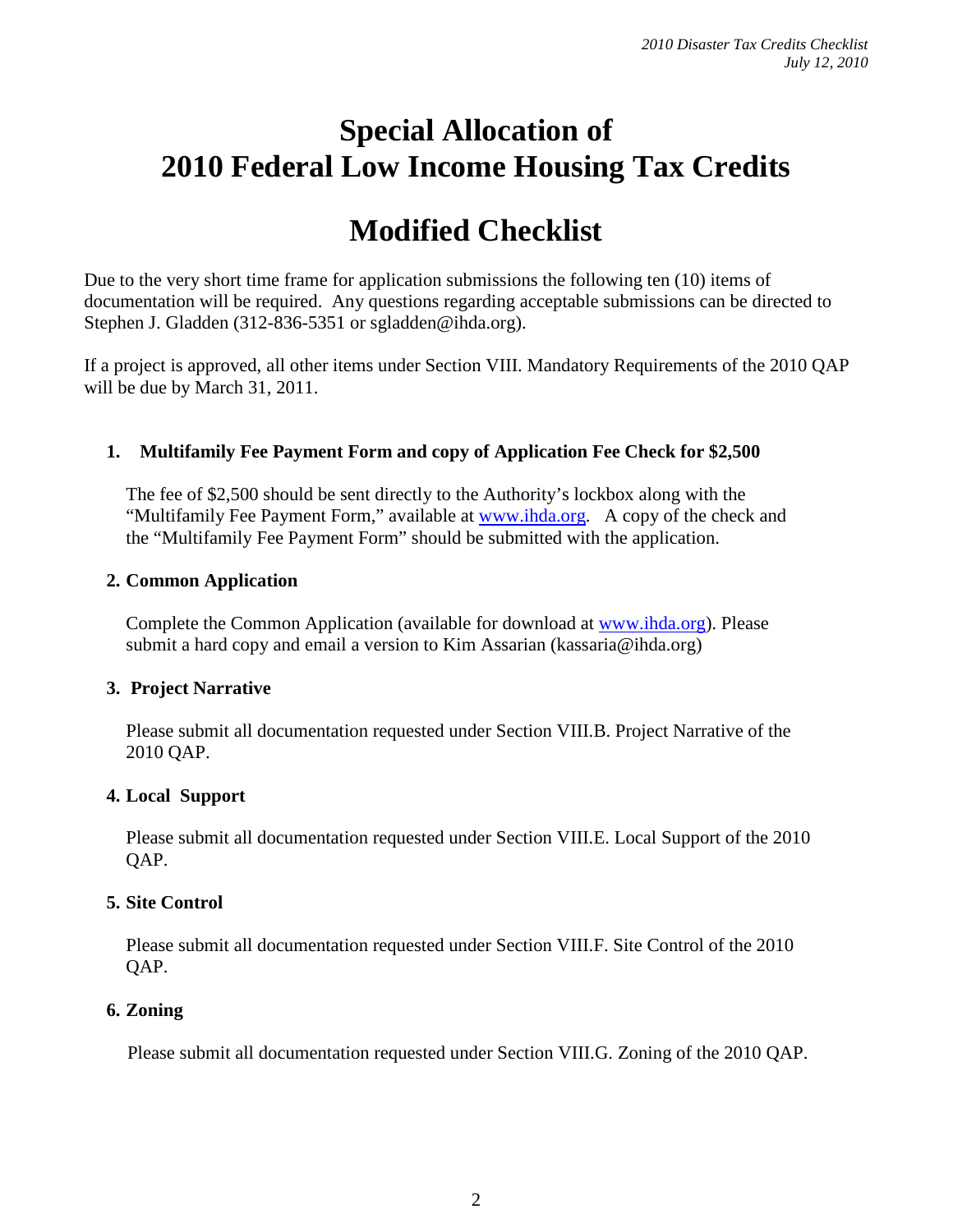# Special Allocation of 2010 Federal Low Income Housing Tax Credits

# Modified Checklist

Due to the very short time frame for application submissions the following ten (10) items of documentation will be required. Any questions regarding acceptable submissions can be directed to Stephen J. Gladden (312-836-5351 or sgladden@ihda.org).

If a project is approved, all other items under Section VIII. Mandatory Requirements of the 2010 QAP will be due by March 31, 2011.

### 1. Multifamily Fee Payment Form and copy of Application Fee Check for $2,500

The fee of $2,500 should be sent directly to the Authority's lockbox along with the "Multifamily Fee Payment Form," available at www.ihda.org. A copy of the check and the "Multifamily Fee Payment Form" should be submitted with the application.

### 2. Common Application

Complete the Common Application (available for download at www.ihda.org). Please submit a hard copy and email a version to Kim Assarian (kassaria@ihda.org)

### 3. Project Narrative

Please submit all documentation requested under Section VIII.B. Project Narrative of the 2010 QAP.

### 4. Local Support

Please submit all documentation requested under Section VIII.E. Local Support of the 2010 QAP.

### 5. Site Control

Please submit all documentation requested under Section VIII.F. Site Control of the 2010 QAP.

### 6. Zoning

Please submit all documentation requested under Section VIII.G. Zoning of the 2010 QAP.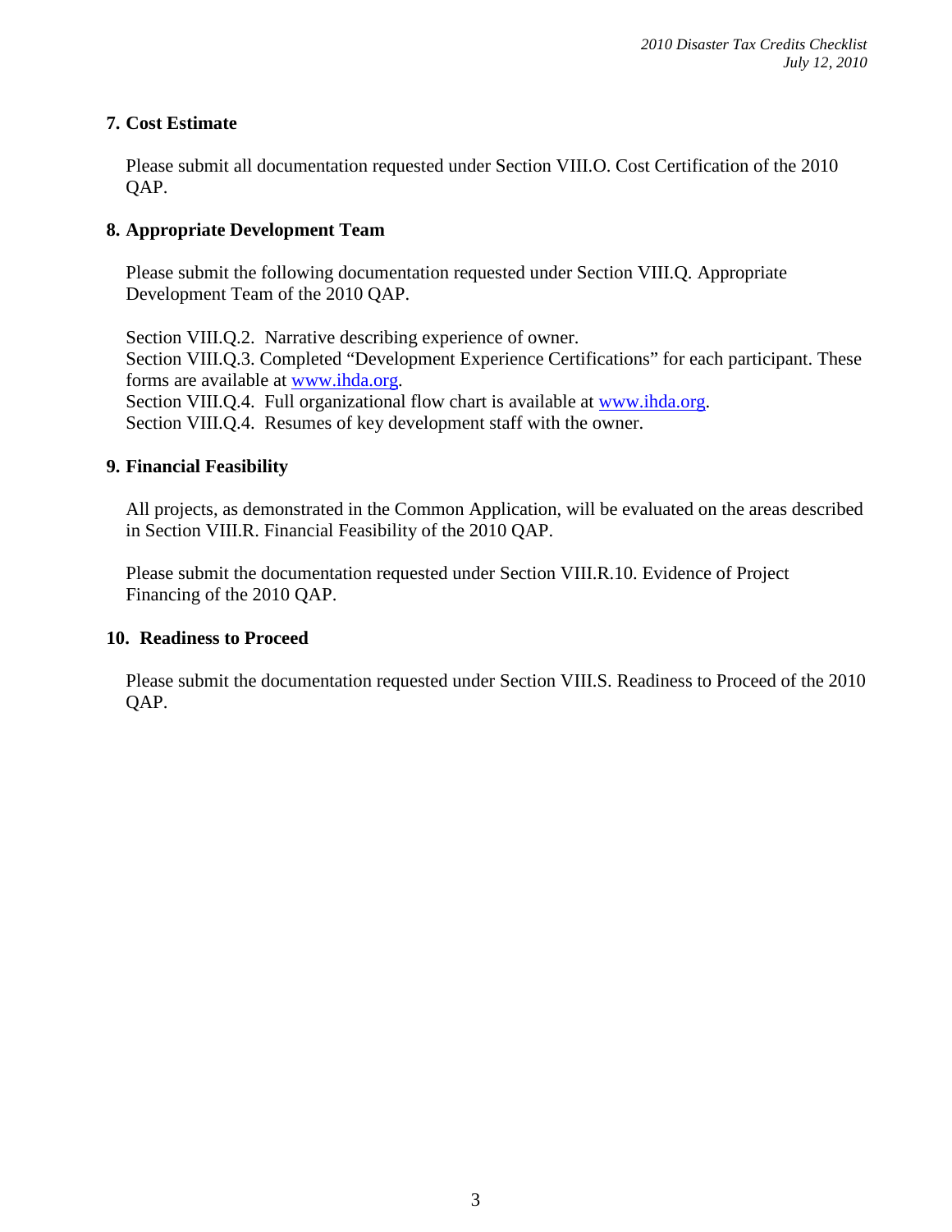## 7. Cost Estimate

Please submit all documentation requested under Section VIII.O. Cost Certification of the 2010 QAP.

## 8. Appropriate Development Team

Please submit the following documentation requested under Section VIII.Q. Appropriate Development Team of the 2010 QAP.

Section VIII.Q.2. Narrative describing experience of owner.
Section VIII.Q.3. Completed "Development Experience Certifications" for each participant. These forms are available at www.ihda.org.
Section VIII.Q.4. Full organizational flow chart is available at www.ihda.org.
Section VIII.Q.4. Resumes of key development staff with the owner.

## 9. Financial Feasibility

All projects, as demonstrated in the Common Application, will be evaluated on the areas described in Section VIII.R. Financial Feasibility of the 2010 QAP.

Please submit the documentation requested under Section VIII.R.10. Evidence of Project Financing of the 2010 QAP.

## 10. Readiness to Proceed

Please submit the documentation requested under Section VIII.S. Readiness to Proceed of the 2010 QAP.